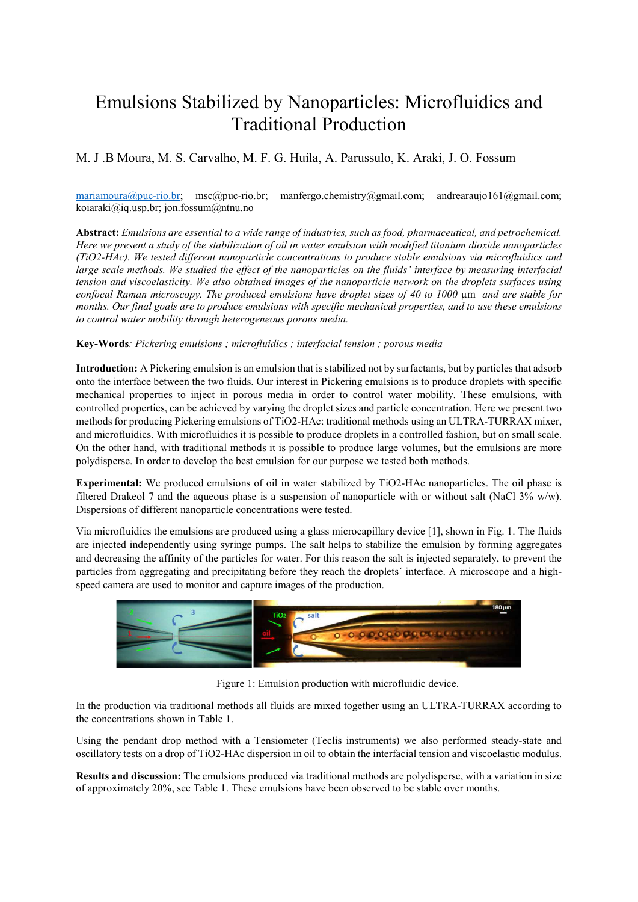# Emulsions Stabilized by Nanoparticles: Microfluidics and Traditional Production

M. J .B Moura, M. S. Carvalho, M. F. G. Huila, A. Parussulo, K. Araki, J. O. Fossum

mariamoura@puc-rio.br; msc@puc-rio.br; manfergo.chemistry@gmail.com; andrearaujo161@gmail.com; koiaraki@iq.usp.br; jon.fossum@ntnu.no

**Abstract:** *Emulsions are essential to a wide range of industries, such as food, pharmaceutical, and petrochemical. Here we present a study of the stabilization of oil in water emulsion with modified titanium dioxide nanoparticles (TiO2-HAc). We tested different nanoparticle concentrations to produce stable emulsions via microfluidics and large scale methods. We studied the effect of the nanoparticles on the fluids' interface by measuring interfacial tension and viscoelasticity. We also obtained images of the nanoparticle network on the droplets surfaces using confocal Raman microscopy. The produced emulsions have droplet sizes of 40 to 1000* μm *and are stable for months. Our final goals are to produce emulsions with specific mechanical properties, and to use these emulsions to control water mobility through heterogeneous porous media.*

**Key-Words**: *Pickering emulsions ; microfluidics ; interfacial tension ; porous media*

**Introduction:** A Pickering emulsion is an emulsion that is stabilized not by surfactants, but by particles that adsorb onto the interface between the two fluids. Our interest in Pickering emulsions is to produce droplets with specific mechanical properties to inject in porous media in order to control water mobility. These emulsions, with controlled properties, can be achieved by varying the droplet sizes and particle concentration. Here we present two methods for producing Pickering emulsions of TiO2-HAc: traditional methods using an ULTRA-TURRAX mixer, and microfluidics. With microfluidics it is possible to produce droplets in a controlled fashion, but on small scale. On the other hand, with traditional methods it is possible to produce large volumes, but the emulsions are more polydisperse. In order to develop the best emulsion for our purpose we tested both methods.

**Experimental:** We produced emulsions of oil in water stabilized by TiO2-HAc nanoparticles. The oil phase is filtered Drakeol 7 and the aqueous phase is a suspension of nanoparticle with or without salt (NaCl 3% w/w). Dispersions of different nanoparticle concentrations were tested.

Via microfluidics the emulsions are produced using a glass microcapillary device [1], shown in Fig. 1. The fluids are injected independently using syringe pumps. The salt helps to stabilize the emulsion by forming aggregates and decreasing the affinity of the particles for water. For this reason the salt is injected separately, to prevent the particles from aggregating and precipitating before they reach the droplets´ interface. A microscope and a high-speed camera are used to monitor and capture images of the production.

Figure 1: Emulsion production with microfluidic device.

In the production via traditional methods all fluids are mixed together using an ULTRA-TURRAX according to the concentrations shown in Table 1.

Using the pendant drop method with a Tensiometer (Teclis instruments) we also performed steady-state and oscillatory tests on a drop of TiO2-HAc dispersion in oil to obtain the interfacial tension and viscoelastic modulus.

**Results and discussion:** The emulsions produced via traditional methods are polydisperse, with a variation in size of approximately 20%, see Table 1. These emulsions have been observed to be stable over months.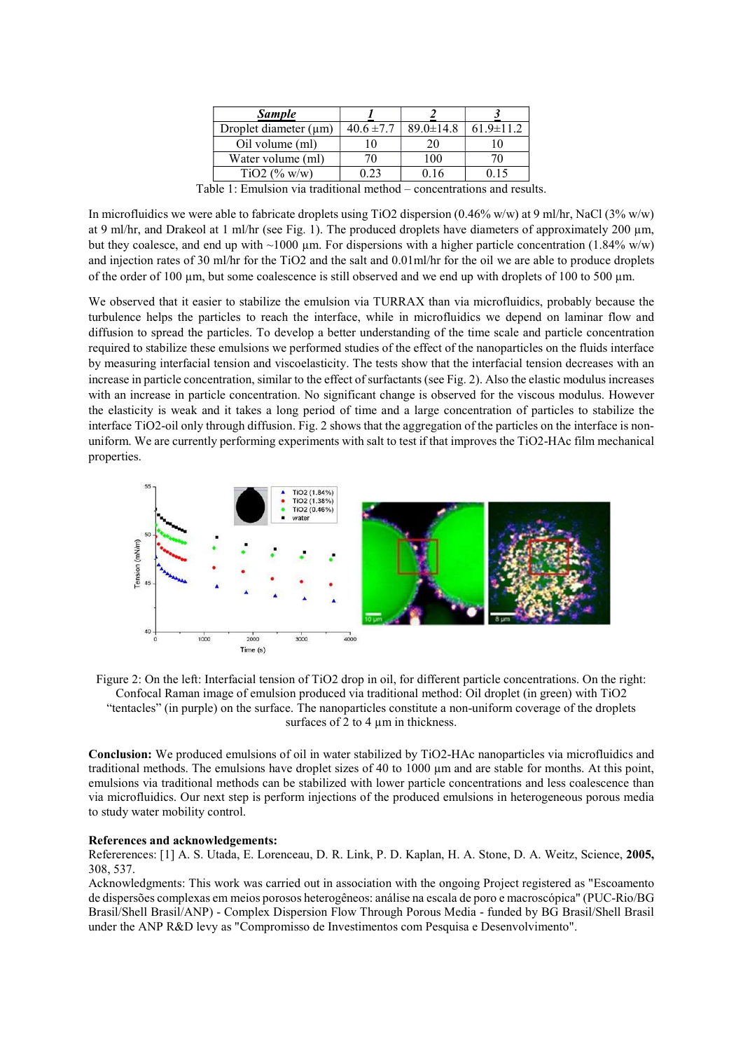| *Sample* | *1* | *2* | *3* |
|---|---|---|---|
| Droplet diameter (µm) | 40.6 ±7.7 | 89.0±14.8 | 61.9±11.2 |
| Oil volume (ml) | 10 | 20 | 10 |
| Water volume (ml) | 70 | 100 | 70 |
| $TiO_2$ (% w/w) | 0.23 | 0.16 | 0.15 |

Table 1: Emulsion via traditional method – concentrations and results.

In microfluidics we were able to fabricate droplets using $TiO_2$ dispersion (0.46% w/w) at 9 ml/hr, NaCl (3% w/w) at 9 ml/hr, and Drakeol at 1 ml/hr (see Fig. 1). The produced droplets have diameters of approximately 200 µm, but they coalesce, and end up with ~1000 µm. For dispersions with a higher particle concentration (1.84% w/w) and injection rates of 30 ml/hr for the $TiO_2$ and the salt and 0.01ml/hr for the oil we are able to produce droplets of the order of 100 µm, but some coalescence is still observed and we end up with droplets of 100 to 500 µm.

We observed that it easier to stabilize the emulsion via TURRAX than via microfluidics, probably because the turbulence helps the particles to reach the interface, while in microfluidics we depend on laminar flow and diffusion to spread the particles. To develop a better understanding of the time scale and particle concentration required to stabilize these emulsions we performed studies of the effect of the nanoparticles on the fluids interface by measuring interfacial tension and viscoelasticity. The tests show that the interfacial tension decreases with an increase in particle concentration, similar to the effect of surfactants (see Fig. 2). Also the elastic modulus increases with an increase in particle concentration. No significant change is observed for the viscous modulus. However the elasticity is weak and it takes a long period of time and a large concentration of particles to stabilize the interface $TiO_2$-oil only through diffusion. Fig. 2 shows that the aggregation of the particles on the interface is non-uniform. We are currently performing experiments with salt to test if that improves the $TiO_2$-HAc film mechanical properties.

Tension (mN/m)
Time (s)
TiO2 (1.84%)
TiO2 (1.38%)
TiO2 (0.46%)
water
10 µm
8 µm

Figure 2: On the left: Interfacial tension of $TiO_2$ drop in oil, for different particle concentrations. On the right: Confocal Raman image of emulsion produced via traditional method: Oil droplet (in green) with $TiO_2$ "tentacles" (in purple) on the surface. The nanoparticles constitute a non-uniform coverage of the droplets surfaces of 2 to 4 µm in thickness.

**Conclusion:** We produced emulsions of oil in water stabilized by $TiO_2$-HAc nanoparticles via microfluidics and traditional methods. The emulsions have droplet sizes of 40 to 1000 µm and are stable for months. At this point, emulsions via traditional methods can be stabilized with lower particle concentrations and less coalescence than via microfluidics. Our next step is perform injections of the produced emulsions in heterogeneous porous media to study water mobility control.

**References and acknowledgements:**

Refererences: [1] A. S. Utada, E. Lorenceau, D. R. Link, P. D. Kaplan, H. A. Stone, D. A. Weitz, Science, **2005,** 308, 537.

Acknowledgments: This work was carried out in association with the ongoing Project registered as "Escoamento de dispersões complexas em meios porosos heterogêneos: análise na escala de poro e macroscópica" (PUC-Rio/BG Brasil/Shell Brasil/ANP) - Complex Dispersion Flow Through Porous Media - funded by BG Brasil/Shell Brasil under the ANP R&D levy as "Compromisso de Investimentos com Pesquisa e Desenvolvimento".